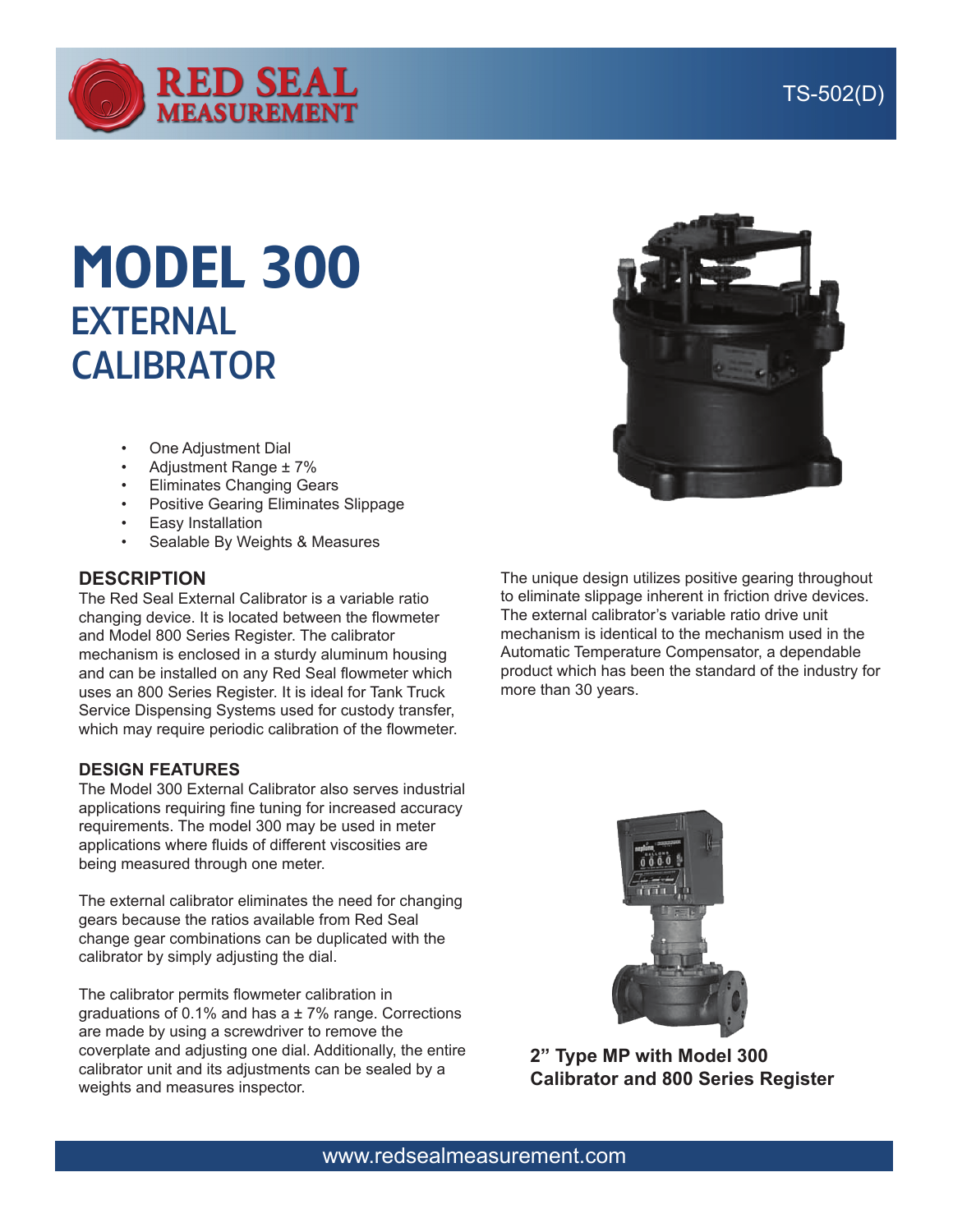TS-502(D)

# MODEL 300
## EXTERNAL CALIBRATOR

- One Adjustment Dial
- Adjustment Range ± 7%
- Eliminates Changing Gears
- Positive Gearing Eliminates Slippage
- Easy Installation
- Sealable By Weights & Measures

### DESCRIPTION

The Red Seal External Calibrator is a variable ratio changing device. It is located between the flowmeter and Model 800 Series Register. The calibrator mechanism is enclosed in a sturdy aluminum housing and can be installed on any Red Seal flowmeter which uses an 800 Series Register. It is ideal for Tank Truck Service Dispensing Systems used for custody transfer, which may require periodic calibration of the flowmeter.

The unique design utilizes positive gearing throughout to eliminate slippage inherent in friction drive devices. The external calibrator's variable ratio drive unit mechanism is identical to the mechanism used in the Automatic Temperature Compensator, a dependable product which has been the standard of the industry for more than 30 years.

### DESIGN FEATURES

The Model 300 External Calibrator also serves industrial applications requiring fine tuning for increased accuracy requirements. The model 300 may be used in meter applications where fluids of different viscosities are being measured through one meter.

The external calibrator eliminates the need for changing gears because the ratios available from Red Seal change gear combinations can be duplicated with the calibrator by simply adjusting the dial.

The calibrator permits flowmeter calibration in graduations of 0.1% and has a ± 7% range. Corrections are made by using a screwdriver to remove the coverplate and adjusting one dial. Additionally, the entire calibrator unit and its adjustments can be sealed by a weights and measures inspector.

**2" Type MP with Model 300 Calibrator and 800 Series Register**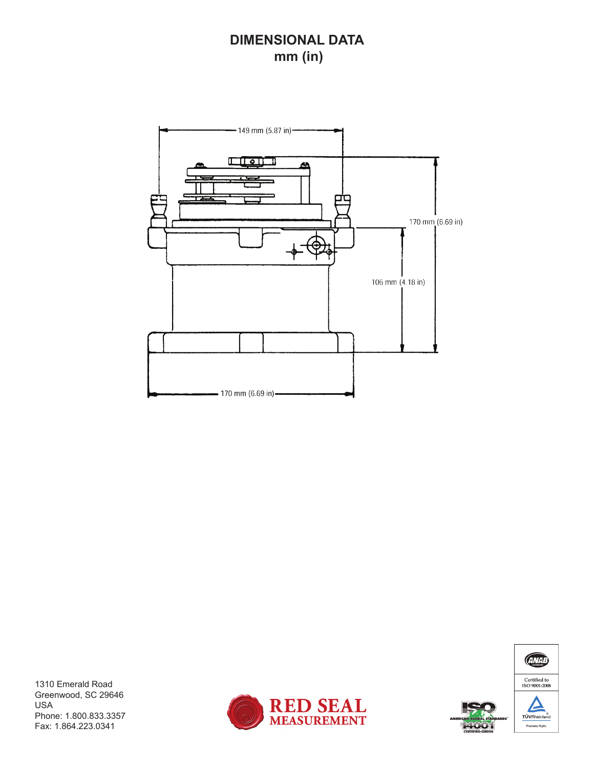# DIMENSIONAL DATA
## mm (in)

149 mm (5.87 in)

170 mm (6.69 in)

106 mm (4.18 in)

170 mm (6.69 in)

1310 Emerald Road
Greenwood, SC 29646
USA
Phone: 1.800.833.3357
Fax: 1.864.223.0341

RED SEAL MEASUREMENT

Certified to ISO 9001:2008